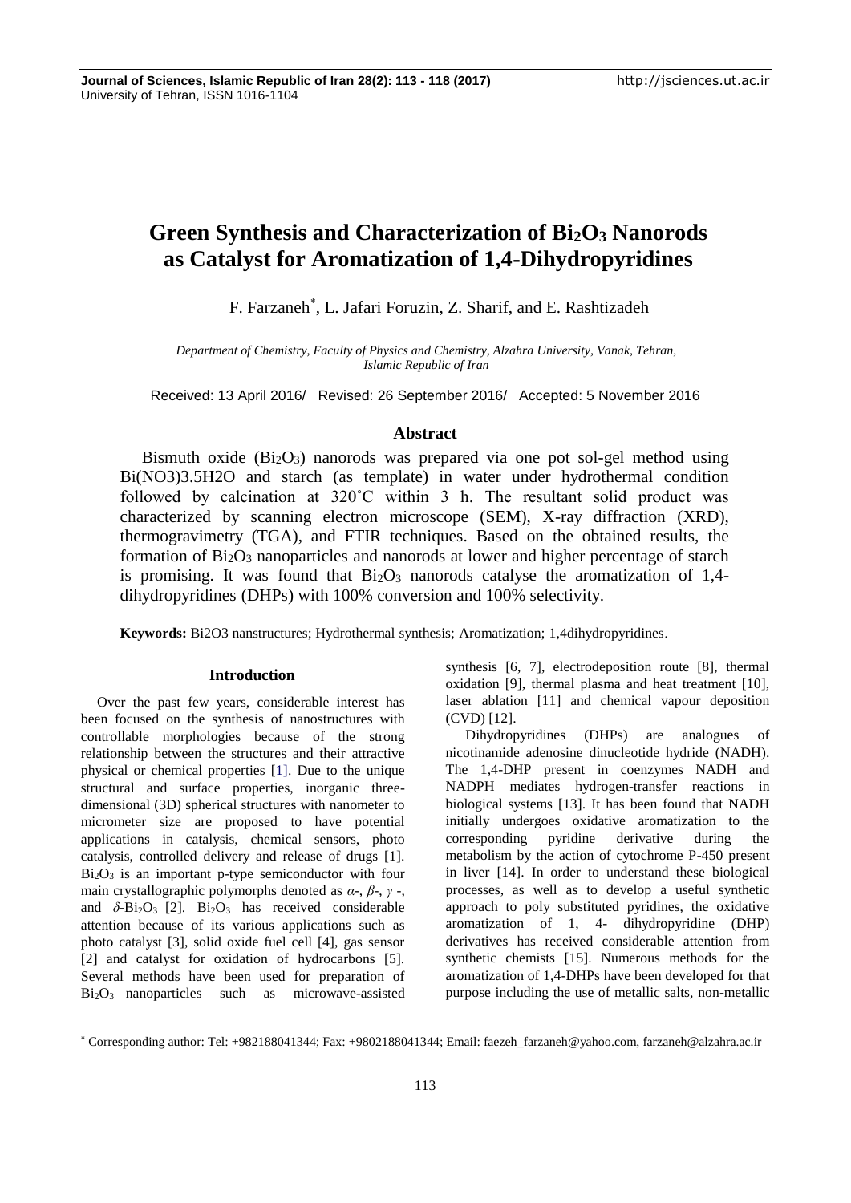# Green Synthesis and Characterization of $Bi_2O_3$ Nanorods as Catalyst for Aromatization of 1,4-Dihydropyridines

F. Farzaneh*, L. Jafari Foruzin, Z. Sharif, and E. Rashtizadeh

*Department of Chemistry, Faculty of Physics and Chemistry, Alzahra University, Vanak, Tehran, Islamic Republic of Iran*

Received: 13 April 2016/ Revised: 26 September 2016/ Accepted: 5 November 2016

## Abstract

Bismuth oxide ($Bi_2O_3$) nanorods was prepared via one pot sol-gel method using Bi(NO3)3.5H2O and starch (as template) in water under hydrothermal condition followed by calcination at 320˚C within 3 h. The resultant solid product was characterized by scanning electron microscope (SEM), X-ray diffraction (XRD), thermogravimetry (TGA), and FTIR techniques. Based on the obtained results, the formation of $Bi_2O_3$ nanoparticles and nanorods at lower and higher percentage of starch is promising. It was found that $Bi_2O_3$ nanorods catalyse the aromatization of 1,4-dihydropyridines (DHPs) with 100% conversion and 100% selectivity.

**Keywords:** Bi2O3 nanstructures; Hydrothermal synthesis; Aromatization; 1,4dihydropyridines.

## Introduction

Over the past few years, considerable interest has been focused on the synthesis of nanostructures with controllable morphologies because of the strong relationship between the structures and their attractive physical or chemical properties [1]. Due to the unique structural and surface properties, inorganic three-dimensional (3D) spherical structures with nanometer to micrometer size are proposed to have potential applications in catalysis, chemical sensors, photo catalysis, controlled delivery and release of drugs [1]. $Bi_2O_3$ is an important p-type semiconductor with four main crystallographic polymorphs denoted as $\alpha$-, $\beta$-, $\gamma$ -, and $\delta$-$Bi_2O_3$ [2]. $Bi_2O_3$ has received considerable attention because of its various applications such as photo catalyst [3], solid oxide fuel cell [4], gas sensor [2] and catalyst for oxidation of hydrocarbons [5]. Several methods have been used for preparation of $Bi_2O_3$ nanoparticles such as microwave-assisted synthesis [6, 7], electrodeposition route [8], thermal oxidation [9], thermal plasma and heat treatment [10], laser ablation [11] and chemical vapour deposition (CVD) [12].

Dihydropyridines (DHPs) are analogues of nicotinamide adenosine dinucleotide hydride (NADH). The 1,4-DHP present in coenzymes NADH and NADPH mediates hydrogen-transfer reactions in biological systems [13]. It has been found that NADH initially undergoes oxidative aromatization to the corresponding pyridine derivative during the metabolism by the action of cytochrome P-450 present in liver [14]. In order to understand these biological processes, as well as to develop a useful synthetic approach to poly substituted pyridines, the oxidative aromatization of 1, 4- dihydropyridine (DHP) derivatives has received considerable attention from synthetic chemists [15]. Numerous methods for the aromatization of 1,4-DHPs have been developed for that purpose including the use of metallic salts, non-metallic

* Corresponding author: Tel: +982188041344; Fax: +9802188041344; Email: faezeh_farzaneh@yahoo.com, farzaneh@alzahra.ac.ir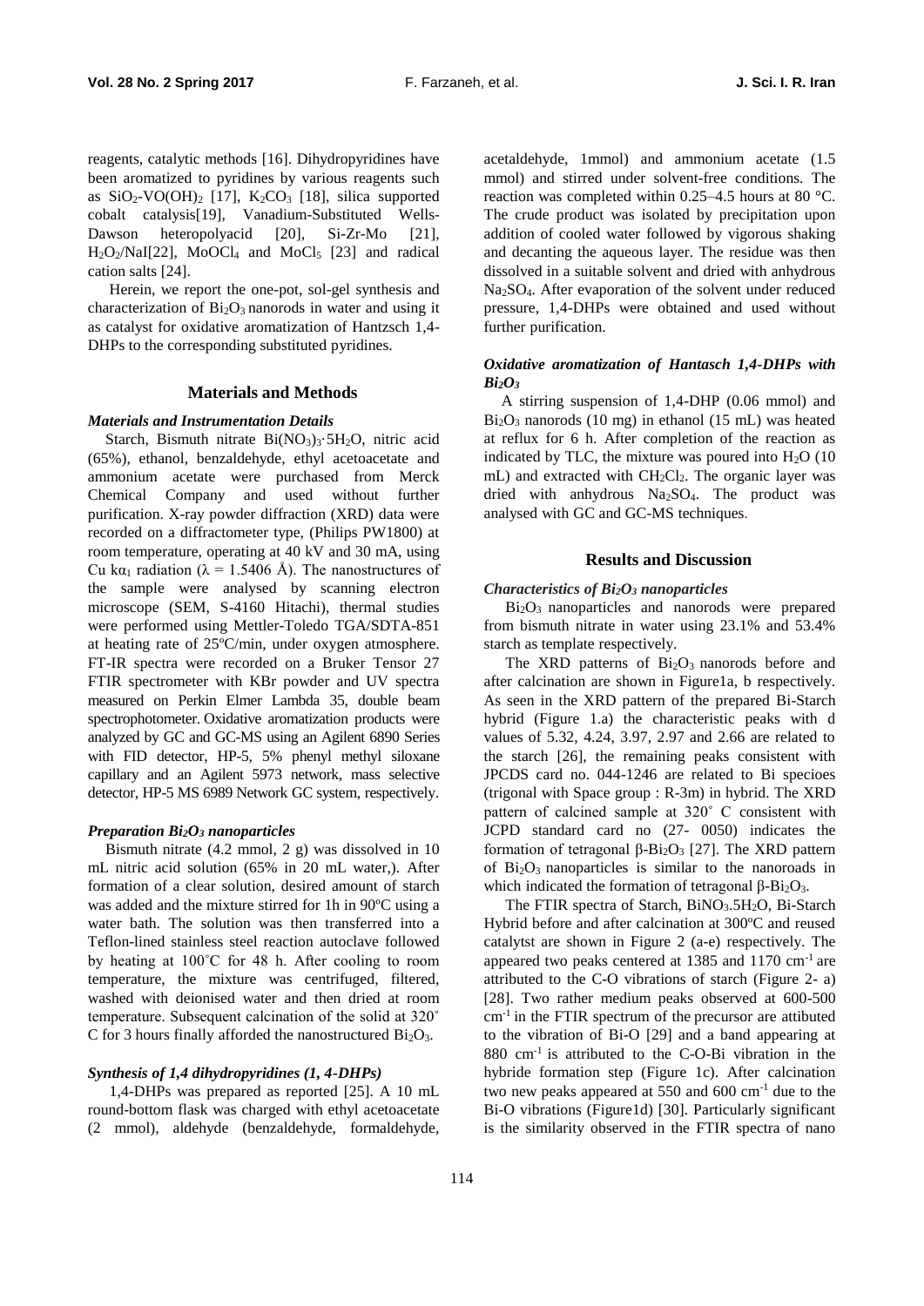reagents, catalytic methods [16]. Dihydropyridines have been aromatized to pyridines by various reagents such as $SiO_2$-$VO(OH)_2$ [17], $K_2CO_3$ [18], silica supported cobalt catalysis[19], Vanadium-Substituted Wells-Dawson heteropolyacid [20], Si-Zr-Mo [21], $H_2O_2$/NaI[22], $MoOCl_4$ and $MoCl_5$ [23] and radical cation salts [24].

Herein, we report the one-pot, sol-gel synthesis and characterization of $Bi_2O_3$ nanorods in water and using it as catalyst for oxidative aromatization of Hantzsch 1,4-DHPs to the corresponding substituted pyridines.

## Materials and Methods

### *Materials and Instrumentation Details*

Starch, Bismuth nitrate $Bi(NO_3)_3{\cdot}5H_2O$, nitric acid (65%), ethanol, benzaldehyde, ethyl acetoacetate and ammonium acetate were purchased from Merck Chemical Company and used without further purification. X-ray powder diffraction (XRD) data were recorded on a diffractometer type, (Philips PW1800) at room temperature, operating at 40 kV and 30 mA, using Cu k$\alpha_1$ radiation ($\lambda$ = 1.5406 Å). The nanostructures of the sample were analysed by scanning electron microscope (SEM, S-4160 Hitachi), thermal studies were performed using Mettler-Toledo TGA/SDTA-851 at heating rate of 25ºC/min, under oxygen atmosphere. FT-IR spectra were recorded on a Bruker Tensor 27 FTIR spectrometer with KBr powder and UV spectra measured on Perkin Elmer Lambda 35, double beam spectrophotometer. Oxidative aromatization products were analyzed by GC and GC-MS using an Agilent 6890 Series with FID detector, HP-5, 5% phenyl methyl siloxane capillary and an Agilent 5973 network, mass selective detector, HP-5 MS 6989 Network GC system, respectively.

### *Preparation $Bi_2O_3$ nanoparticles*

Bismuth nitrate (4.2 mmol, 2 g) was dissolved in 10 mL nitric acid solution (65% in 20 mL water,). After formation of a clear solution, desired amount of starch was added and the mixture stirred for 1h in 90ºC using a water bath. The solution was then transferred into a Teflon-lined stainless steel reaction autoclave followed by heating at 100˚C for 48 h. After cooling to room temperature, the mixture was centrifuged, filtered, washed with deionised water and then dried at room temperature. Subsequent calcination of the solid at 320˚ C for 3 hours finally afforded the nanostructured $Bi_2O_3$.

### *Synthesis of 1,4 dihydropyridines (1, 4-DHPs)*

1,4-DHPs was prepared as reported [25]. A 10 mL round-bottom flask was charged with ethyl acetoacetate (2 mmol), aldehyde (benzaldehyde, formaldehyde, acetaldehyde, 1mmol) and ammonium acetate (1.5 mmol) and stirred under solvent-free conditions. The reaction was completed within 0.25–4.5 hours at 80 °C. The crude product was isolated by precipitation upon addition of cooled water followed by vigorous shaking and decanting the aqueous layer. The residue was then dissolved in a suitable solvent and dried with anhydrous $Na_2SO_4$. After evaporation of the solvent under reduced pressure, 1,4-DHPs were obtained and used without further purification.

### *Oxidative aromatization of Hantasch 1,4-DHPs with $Bi_2O_3$*

A stirring suspension of 1,4-DHP (0.06 mmol) and $Bi_2O_3$ nanorods (10 mg) in ethanol (15 mL) was heated at reflux for 6 h. After completion of the reaction as indicated by TLC, the mixture was poured into $H_2O$ (10 mL) and extracted with $CH_2Cl_2$. The organic layer was dried with anhydrous $Na_2SO_4$. The product was analysed with GC and GC-MS techniques.

## Results and Discussion

### *Characteristics of $Bi_2O_3$ nanoparticles*

$Bi_2O_3$ nanoparticles and nanorods were prepared from bismuth nitrate in water using 23.1% and 53.4% starch as template respectively.

The XRD patterns of $Bi_2O_3$ nanorods before and after calcination are shown in Figure1a, b respectively. As seen in the XRD pattern of the prepared Bi-Starch hybrid (Figure 1.a) the characteristic peaks with d values of 5.32, 4.24, 3.97, 2.97 and 2.66 are related to the starch [26], the remaining peaks consistent with JPCDS card no. 044-1246 are related to Bi specioes (trigonal with Space group : R-3m) in hybrid. The XRD pattern of calcined sample at 320˚ C consistent with JCPD standard card no (27- 0050) indicates the formation of tetragonal β-$Bi_2O_3$ [27]. The XRD pattern of $Bi_2O_3$ nanoparticles is similar to the nanoroads in which indicated the formation of tetragonal β-$Bi_2O_3$.

The FTIR spectra of Starch, $BiNO_3.5H_2O$, Bi-Starch Hybrid before and after calcination at 300ºC and reused catalytst are shown in Figure 2 (a-e) respectively. The appeared two peaks centered at 1385 and 1170 $cm^{-1}$ are attributed to the C-O vibrations of starch (Figure 2- a) [28]. Two rather medium peaks observed at 600-500 $cm^{-1}$ in the FTIR spectrum of the precursor are attibuted to the vibration of Bi-O [29] and a band appearing at 880 $cm^{-1}$ is attributed to the C-O-Bi vibration in the hybride formation step (Figure 1c). After calcination two new peaks appeared at 550 and 600 $cm^{-1}$ due to the Bi-O vibrations (Figure1d) [30]. Particularly significant is the similarity observed in the FTIR spectra of nano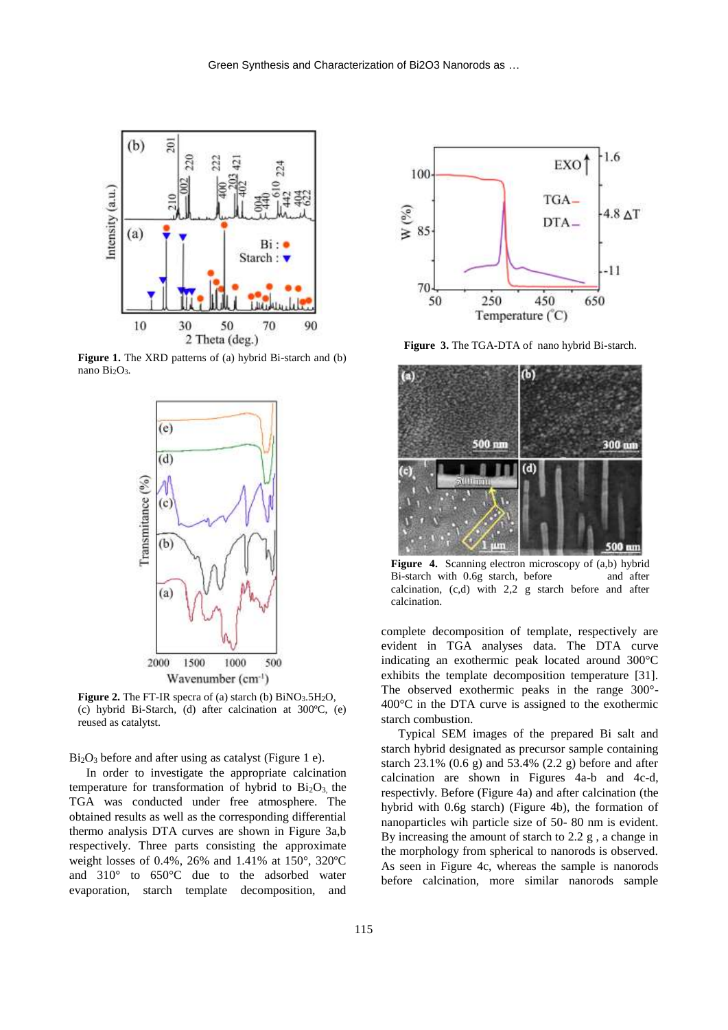**Figure 1.** The XRD patterns of (a) hybrid Bi-starch and (b) nano $Bi_2O_3$.

**Figure 2.** The FT-IR specra of (a) starch (b) $BiNO_3.5H_2O$, (c) hybrid Bi-Starch, (d) after calcination at 300ºC, (e) reused as catalytst.

$Bi_2O_3$ before and after using as catalyst (Figure 1 e).

In order to investigate the appropriate calcination temperature for transformation of hybrid to $Bi_2O_3$, the TGA was conducted under free atmosphere. The obtained results as well as the corresponding differential thermo analysis DTA curves are shown in Figure 3a,b respectively. Three parts consisting the approximate weight losses of 0.4%, 26% and 1.41% at 150°, 320ºC and 310° to 650°C due to the adsorbed water evaporation, starch template decomposition, and complete decomposition of template, respectively are evident in TGA analyses data. The DTA curve indicating an exothermic peak located around 300°C exhibits the template decomposition temperature [31]. The observed exothermic peaks in the range 300°-400°C in the DTA curve is assigned to the exothermic starch combustion.

**Figure 3.** The TGA-DTA of nano hybrid Bi-starch.

**Figure 4.** Scanning electron microscopy of (a,b) hybrid Bi-starch with 0.6g starch, before and after calcination, (c,d) with 2,2 g starch before and after calcination.

Typical SEM images of the prepared Bi salt and starch hybrid designated as precursor sample containing starch 23.1% (0.6 g) and 53.4% (2.2 g) before and after calcination are shown in Figures 4a-b and 4c-d, respectivly. Before (Figure 4a) and after calcination (the hybrid with 0.6g starch) (Figure 4b), the formation of nanoparticles wih particle size of 50- 80 nm is evident. By increasing the amount of starch to 2.2 g , a change in the morphology from spherical to nanorods is observed. As seen in Figure 4c, whereas the sample is nanorods before calcination, more similar nanorods sample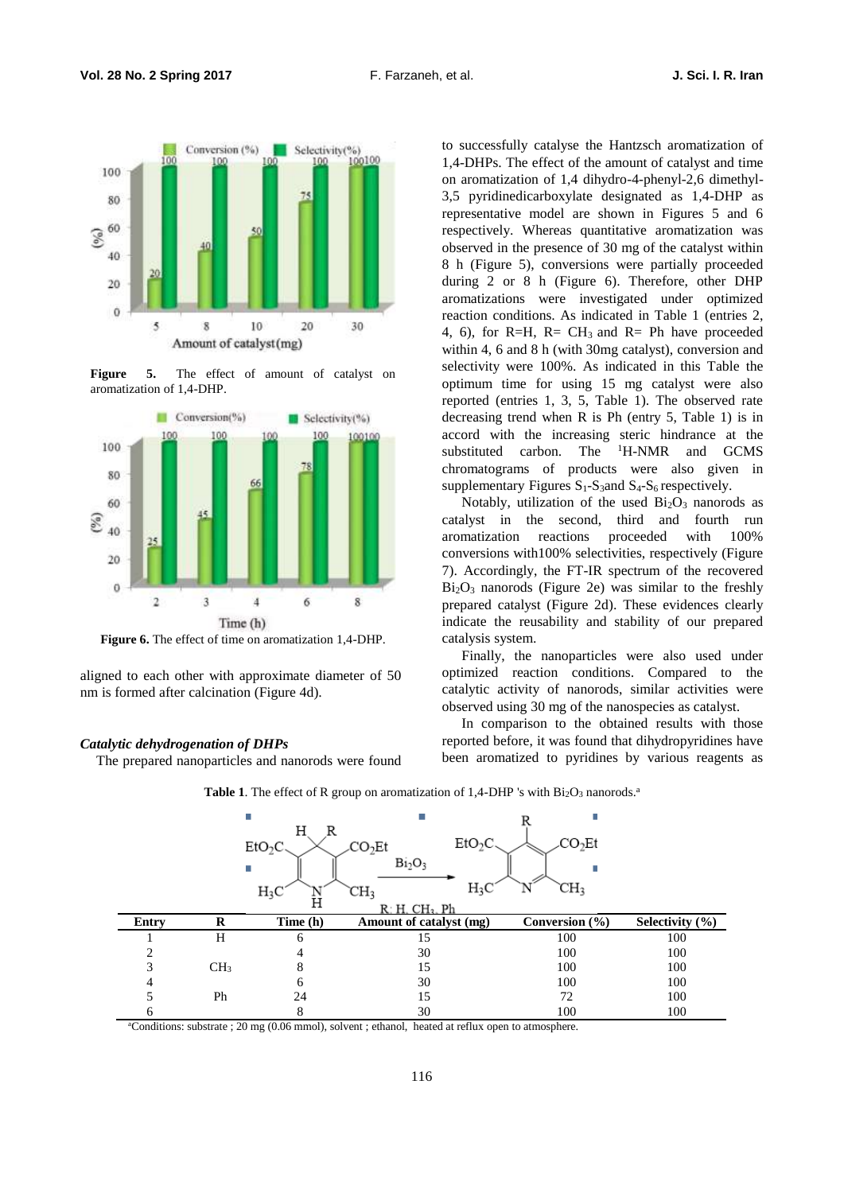Figure 5. The effect of amount of catalyst on aromatization of 1,4-DHP.

Figure 6. The effect of time on aromatization 1,4-DHP.

aligned to each other with approximate diameter of 50 nm is formed after calcination (Figure 4d).

### *Catalytic dehydrogenation of DHPs*

The prepared nanoparticles and nanorods were found to successfully catalyse the Hantzsch aromatization of 1,4-DHPs. The effect of the amount of catalyst and time on aromatization of 1,4 dihydro-4-phenyl-2,6 dimethyl-3,5 pyridinedicarboxylate designated as 1,4-DHP as representative model are shown in Figures 5 and 6 respectively. Whereas quantitative aromatization was observed in the presence of 30 mg of the catalyst within 8 h (Figure 5), conversions were partially proceeded during 2 or 8 h (Figure 6). Therefore, other DHP aromatizations were investigated under optimized reaction conditions. As indicated in Table 1 (entries 2, 4, 6), for R=H, R= $CH_3$ and R= Ph have proceeded within 4, 6 and 8 h (with 30mg catalyst), conversion and selectivity were 100%. As indicated in this Table the optimum time for using 15 mg catalyst were also reported (entries 1, 3, 5, Table 1). The observed rate decreasing trend when R is Ph (entry 5, Table 1) is in accord with the increasing steric hindrance at the substituted carbon. The $^1$H-NMR and GCMS chromatograms of products were also given in supplementary Figures $S_1$-$S_3$and $S_4$-$S_6$ respectively.

Notably, utilization of the used $Bi_2O_3$ nanorods as catalyst in the second, third and fourth run aromatization reactions proceeded with 100% conversions with100% selectivities, respectively (Figure 7). Accordingly, the FT-IR spectrum of the recovered $Bi_2O_3$ nanorods (Figure 2e) was similar to the freshly prepared catalyst (Figure 2d). These evidences clearly indicate the reusability and stability of our prepared catalysis system.

Finally, the nanoparticles were also used under optimized reaction conditions. Compared to the catalytic activity of nanorods, similar activities were observed using 30 mg of the nanospecies as catalyst.

In comparison to the obtained results with those reported before, it was found that dihydropyridines have been aromatized to pyridines by various reagents as

**Table 1**. The effect of R group on aromatization of 1,4-DHP 's with $Bi_2O_3$ nanorods.[a]

R: H, $CH_3$, Ph

| Entry | R | Time (h) | Amount of catalyst (mg) | Conversion (%) | Selectivity (%) |
|---|---|---|---|---|---|
| 1 | H | 6 | 15 | 100 | 100 |
| 2 | | 4 | 30 | 100 | 100 |
| 3 | $CH_3$ | 8 | 15 | 100 | 100 |
| 4 | | 6 | 30 | 100 | 100 |
| 5 | Ph | 24 | 15 | 72 | 100 |
| 6 | | 8 | 30 | 100 | 100 |

[a]Conditions: substrate ; 20 mg (0.06 mmol), solvent ; ethanol, heated at reflux open to atmosphere.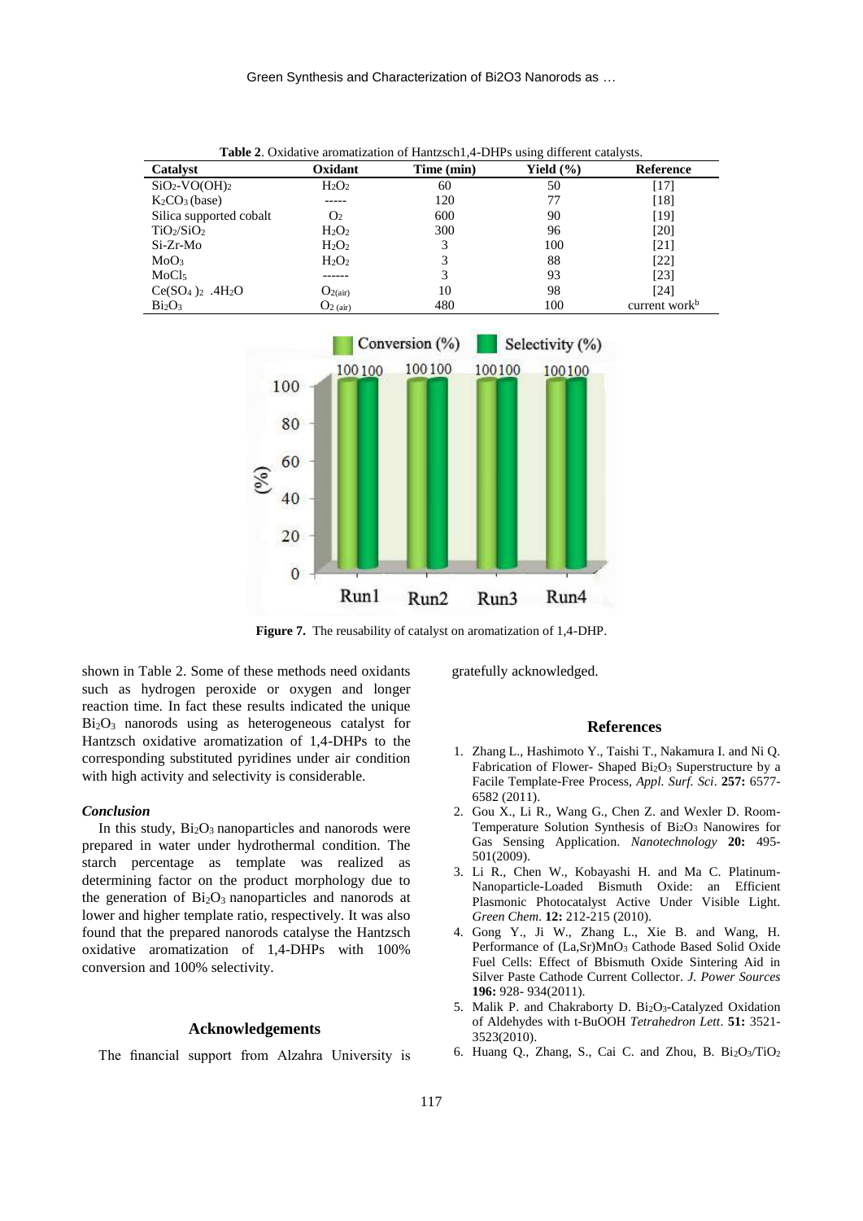**Table 2**. Oxidative aromatization of Hantzsch1,4-DHPs using different catalysts.

| Catalyst | Oxidant | Time (min) | Yield (%) | Reference |
|---|---|---|---|---|
| $SiO_2$-$VO(OH)_2$ | $H_2O_2$ | 60 | 50 | [17] |
| $K_2CO_3$ (base) | ----- | 120 | 77 | [18] |
| Silica supported cobalt | $O_2$ | 600 | 90 | [19] |
| $TiO_2/SiO_2$ | $H_2O_2$ | 300 | 96 | [20] |
| Si-Zr-Mo | $H_2O_2$ | 3 | 100 | [21] |
| $MoO_3$ | $H_2O_2$ | 3 | 88 | [22] |
| $MoCl_5$ | ------ | 3 | 93 | [23] |
| $Ce(SO_4)_2$ .$4H_2O$ | $O_{2(air)}$ | 10 | 98 | [24] |
| $Bi_2O_3$ | $O_{2\ (air)}$ | 480 | 100 | current work[b] |

**Figure 7.** The reusability of catalyst on aromatization of 1,4-DHP.

shown in Table 2. Some of these methods need oxidants such as hydrogen peroxide or oxygen and longer reaction time. In fact these results indicated the unique $Bi_2O_3$ nanorods using as heterogeneous catalyst for Hantzsch oxidative aromatization of 1,4-DHPs to the corresponding substituted pyridines under air condition with high activity and selectivity is considerable.

### *Conclusion*

In this study, $Bi_2O_3$ nanoparticles and nanorods were prepared in water under hydrothermal condition. The starch percentage as template was realized as determining factor on the product morphology due to the generation of $Bi_2O_3$ nanoparticles and nanorods at lower and higher template ratio, respectively. It was also found that the prepared nanorods catalyse the Hantzsch oxidative aromatization of 1,4-DHPs with 100% conversion and 100% selectivity.

## Acknowledgements

The financial support from Alzahra University is gratefully acknowledged.

## References

1. Zhang L., Hashimoto Y., Taishi T., Nakamura I. and Ni Q. Fabrication of Flower- Shaped $Bi_2O_3$ Superstructure by a Facile Template-Free Process, *Appl. Surf. Sci*. **257:** 6577-6582 (2011).
2. Gou X., Li R., Wang G., Chen Z. and Wexler D. Room-Temperature Solution Synthesis of $Bi_2O_3$ Nanowires for Gas Sensing Application. *Nanotechnology* **20:** 495-501(2009).
3. Li R., Chen W., Kobayashi H. and Ma C. Platinum-Nanoparticle-Loaded Bismuth Oxide: an Efficient Plasmonic Photocatalyst Active Under Visible Light. *Green Chem.* **12:** 212-215 (2010).
4. Gong Y., Ji W., Zhang L., Xie B. and Wang, H. Performance of (La,Sr)$MnO_3$ Cathode Based Solid Oxide Fuel Cells: Effect of Bbismuth Oxide Sintering Aid in Silver Paste Cathode Current Collector. *J. Power Sources* **196:** 928- 934(2011).
5. Malik P. and Chakraborty D. $Bi_2O_3$-Catalyzed Oxidation of Aldehydes with t-BuOOH *Tetrahedron Lett*. **51:** 3521-3523(2010).
6. Huang Q., Zhang, S., Cai C. and Zhou, B. $Bi_2O_3/TiO_2$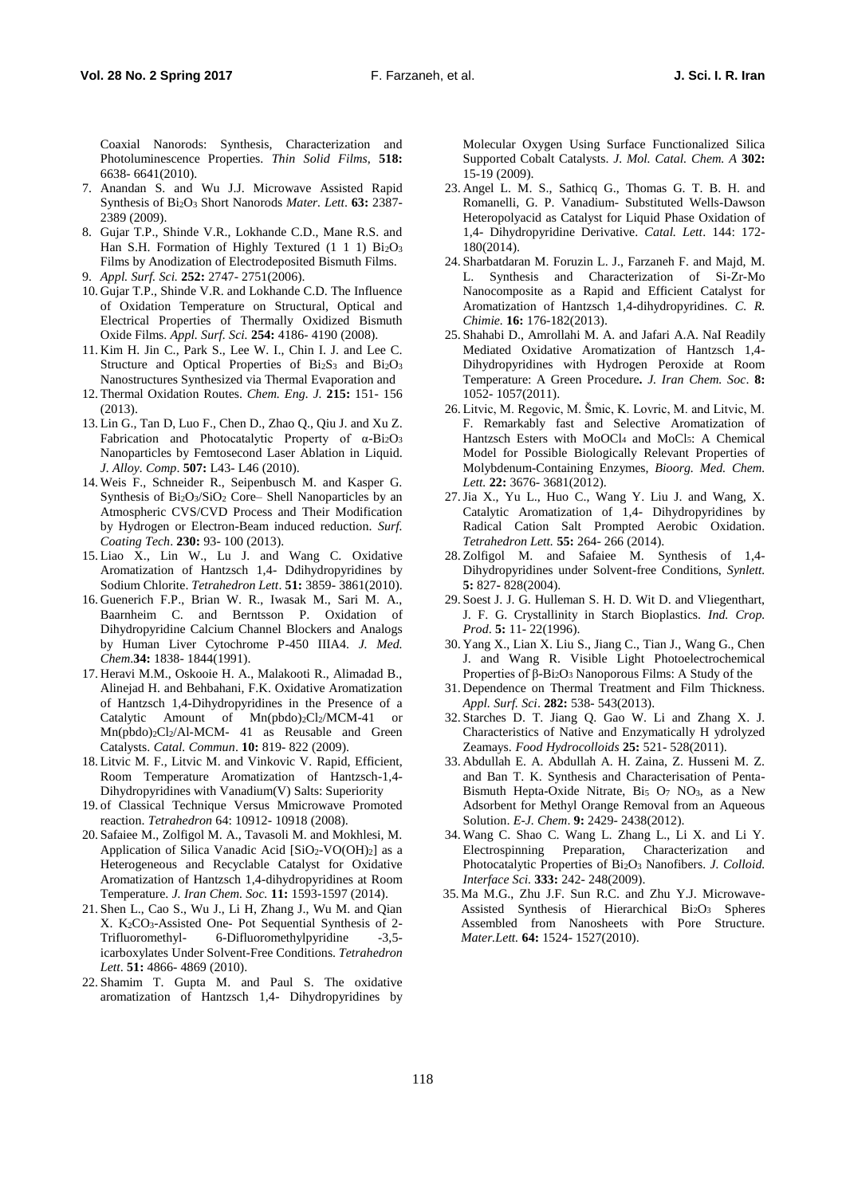Coaxial Nanorods: Synthesis, Characterization and Photoluminescence Properties. *Thin Solid Films*, **518:** 6638- 6641(2010).

7. Anandan S. and Wu J.J. Microwave Assisted Rapid Synthesis of $Bi_2O_3$ Short Nanorods *Mater. Lett*. **63:** 2387- 2389 (2009).
8. Gujar T.P., Shinde V.R., Lokhande C.D., Mane R.S. and Han S.H. Formation of Highly Textured (1 1 1) $Bi_2O_3$ Films by Anodization of Electrodeposited Bismuth Films.
9. *Appl. Surf. Sci.* **252:** 2747- 2751(2006).
10. Gujar T.P., Shinde V.R. and Lokhande C.D. The Influence of Oxidation Temperature on Structural, Optical and Electrical Properties of Thermally Oxidized Bismuth Oxide Films. *Appl. Surf. Sci.* **254:** 4186- 4190 (2008).
11. Kim H. Jin C., Park S., Lee W. I., Chin I. J. and Lee C. Structure and Optical Properties of $Bi_2S_3$ and $Bi_2O_3$ Nanostructures Synthesized via Thermal Evaporation and
12. Thermal Oxidation Routes. *Chem. Eng. J.* **215:** 151- 156 (2013).
13. Lin G., Tan D, Luo F., Chen D., Zhao Q., Qiu J. and Xu Z. Fabrication and Photocatalytic Property of α-$Bi_2O_3$ Nanoparticles by Femtosecond Laser Ablation in Liquid. *J. Alloy. Comp*. **507:** L43- L46 (2010).
14. Weis F., Schneider R., Seipenbusch M. and Kasper G. Synthesis of $Bi_2O_3/SiO_2$ Core– Shell Nanoparticles by an Atmospheric CVS/CVD Process and Their Modification by Hydrogen or Electron-Beam induced reduction. *Surf. Coating Tech*. **230:** 93- 100 (2013).
15. Liao X., Lin W., Lu J. and Wang C. Oxidative Aromatization of Hantzsch 1,4- Ddihydropyridines by Sodium Chlorite. *Tetrahedron Lett*. **51:** 3859- 3861(2010).
16. Guenerich F.P., Brian W. R., Iwasak M., Sari M. A., Baarnheim C. and Berntsson P. Oxidation of Dihydropyridine Calcium Channel Blockers and Analogs by Human Liver Cytochrome P-450 IIIA4. *J. Med. Chem*.**34:** 1838- 1844(1991).
17. Heravi M.M., Oskooie H. A., Malakooti R., Alimadad B., Alinejad H. and Behbahani, F.K. Oxidative Aromatization of Hantzsch 1,4-Dihydropyridines in the Presence of a Catalytic Amount of $Mn(pbdo)_2Cl_2$/MCM-41 or $Mn(pbdo)_2Cl_2$/Al-MCM- 41 as Reusable and Green Catalysts. *Catal. Commun*. **10:** 819- 822 (2009).
18. Litvic M. F., Litvic M. and Vinkovic V. Rapid, Efficient, Room Temperature Aromatization of Hantzsch-1,4-Dihydropyridines with Vanadium(V) Salts: Superiority
19. of Classical Technique Versus Mmicrowave Promoted reaction. *Tetrahedron* 64: 10912- 10918 (2008).
20. Safaiee M., Zolfigol M. A., Tavasoli M. and Mokhlesi, M. Application of Silica Vanadic Acid [$SiO_2$-$VO(OH)_2$] as a Heterogeneous and Recyclable Catalyst for Oxidative Aromatization of Hantzsch 1,4-dihydropyridines at Room Temperature. *J. Iran Chem. Soc.* **11:** 1593-1597 (2014).
21. Shen L., Cao S., Wu J., Li H, Zhang J., Wu M. and Qian X. $K_2CO_3$-Assisted One- Pot Sequential Synthesis of 2-Trifluoromethyl- 6-Difluoromethylpyridine -3,5-icarboxylates Under Solvent-Free Conditions. *Tetrahedron Lett*. **51:** 4866- 4869 (2010).
22. Shamim T. Gupta M. and Paul S. The oxidative aromatization of Hantzsch 1,4- Dihydropyridines by Molecular Oxygen Using Surface Functionalized Silica Supported Cobalt Catalysts. *J. Mol. Catal. Chem. A* **302:** 15-19 (2009).
23. Angel L. M. S., Sathicq G., Thomas G. T. B. H. and Romanelli, G. P. Vanadium- Substituted Wells-Dawson Heteropolyacid as Catalyst for Liquid Phase Oxidation of 1,4- Dihydropyridine Derivative. *Catal. Lett*. 144: 172- 180(2014).
24. Sharbatdaran M. Foruzin L. J., Farzaneh F. and Majd, M. L. Synthesis and Characterization of Si-Zr-Mo Nanocomposite as a Rapid and Efficient Catalyst for Aromatization of Hantzsch 1,4-dihydropyridines. *C. R. Chimie.* **16:** 176-182(2013).
25. Shahabi D., Amrollahi M. A. and Jafari A.A. NaI Readily Mediated Oxidative Aromatization of Hantzsch 1,4-Dihydropyridines with Hydrogen Peroxide at Room Temperature: A Green Procedure**.** *J. Iran Chem. Soc*. **8:** 1052- 1057(2011).
26. Litvic, M. Regovic, M. Šmic, K. Lovric, M. and Litvic, M. F. Remarkably fast and Selective Aromatization of Hantzsch Esters with $MoOCl_4$ and $MoCl_5$: A Chemical Model for Possible Biologically Relevant Properties of Molybdenum-Containing Enzymes, *Bioorg. Med. Chem. Lett.* **22:** 3676- 3681(2012).
27. Jia X., Yu L., Huo C., Wang Y. Liu J. and Wang, X. Catalytic Aromatization of 1,4- Dihydropyridines by Radical Cation Salt Prompted Aerobic Oxidation. *Tetrahedron Lett.* **55:** 264- 266 (2014).
28. Zolfigol M. and Safaiee M. Synthesis of 1,4-Dihydropyridines under Solvent-free Conditions, *Synlett.* **5:** 827- 828(2004).
29. Soest J. J. G. Hulleman S. H. D. Wit D. and Vliegenthart, J. F. G. Crystallinity in Starch Bioplastics. *Ind. Crop. Prod*. **5:** 11- 22(1996).
30. Yang X., Lian X. Liu S., Jiang C., Tian J., Wang G., Chen J. and Wang R. Visible Light Photoelectrochemical Properties of β-$Bi_2O_3$ Nanoporous Films: A Study of the
31. Dependence on Thermal Treatment and Film Thickness. *Appl. Surf. Sci*. **282:** 538- 543(2013).
32. Starches D. T. Jiang Q. Gao W. Li and Zhang X. J. Characteristics of Native and Enzymatically H ydrolyzed Zeamays. *Food Hydrocolloids* **25:** 521- 528(2011).
33. Abdullah E. A. Abdullah A. H. Zaina, Z. Husseni M. Z. and Ban T. K. Synthesis and Characterisation of Penta-Bismuth Hepta-Oxide Nitrate, $Bi_5$ $O_7$ $NO_3$, as a New Adsorbent for Methyl Orange Removal from an Aqueous Solution. *E-J. Chem*. **9:** 2429- 2438(2012).
34. Wang C. Shao C. Wang L. Zhang L., Li X. and Li Y. Electrospinning Preparation, Characterization and Photocatalytic Properties of $Bi_2O_3$ Nanofibers. *J. Colloid. Interface Sci.* **333:** 242- 248(2009).
35. Ma M.G., Zhu J.F. Sun R.C. and Zhu Y.J. Microwave-Assisted Synthesis of Hierarchical $Bi_2O_3$ Spheres Assembled from Nanosheets with Pore Structure. *Mater.Lett.* **64:** 1524- 1527(2010).